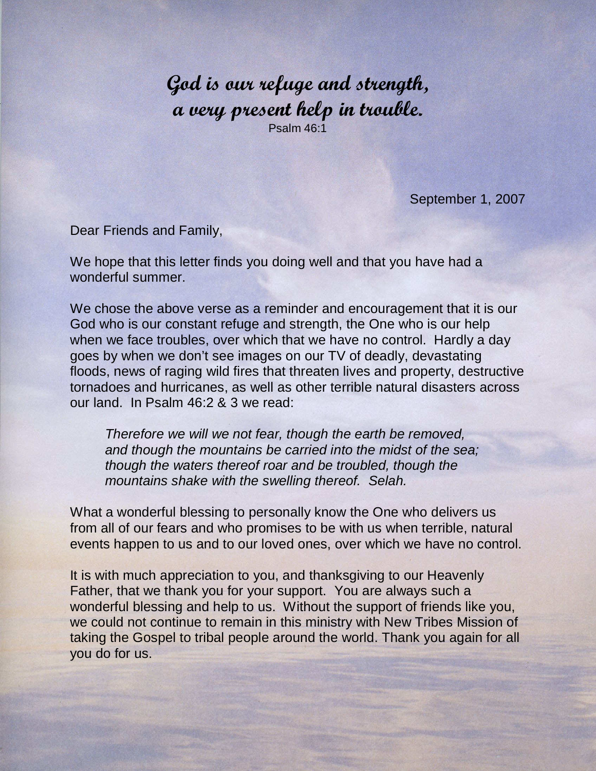***God is our refuge and strength,***
***a very present help in trouble.***
Psalm 46:1

September 1, 2007

Dear Friends and Family,

We hope that this letter finds you doing well and that you have had a wonderful summer.

We chose the above verse as a reminder and encouragement that it is our God who is our constant refuge and strength, the One who is our help when we face troubles, over which that we have no control. Hardly a day goes by when we don't see images on our TV of deadly, devastating floods, news of raging wild fires that threaten lives and property, destructive tornadoes and hurricanes, as well as other terrible natural disasters across our land. In Psalm 46:2 & 3 we read:

> *Therefore we will we not fear, though the earth be removed, and though the mountains be carried into the midst of the sea; though the waters thereof roar and be troubled, though the mountains shake with the swelling thereof. Selah.*

What a wonderful blessing to personally know the One who delivers us from all of our fears and who promises to be with us when terrible, natural events happen to us and to our loved ones, over which we have no control.

It is with much appreciation to you, and thanksgiving to our Heavenly Father, that we thank you for your support. You are always such a wonderful blessing and help to us. Without the support of friends like you, we could not continue to remain in this ministry with New Tribes Mission of taking the Gospel to tribal people around the world. Thank you again for all you do for us.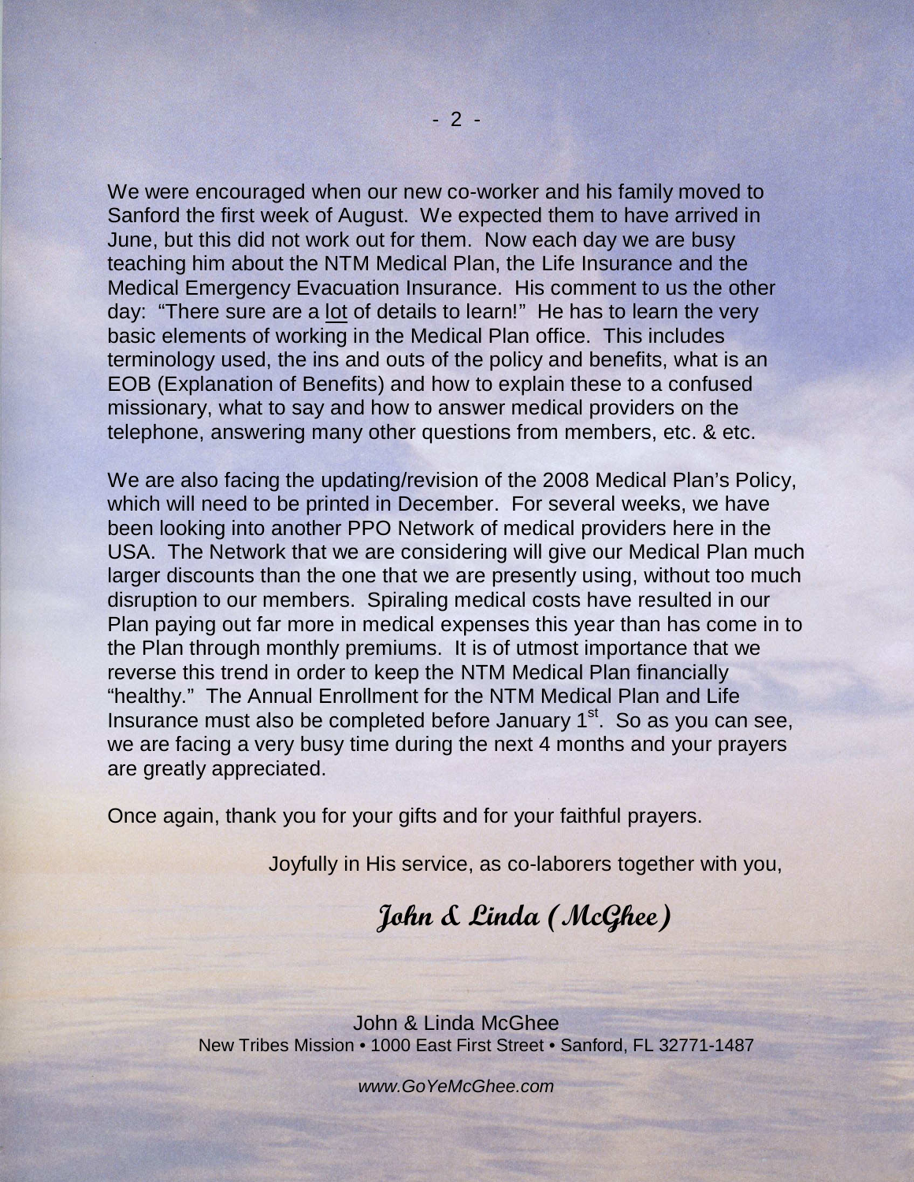We were encouraged when our new co-worker and his family moved to Sanford the first week of August. We expected them to have arrived in June, but this did not work out for them. Now each day we are busy teaching him about the NTM Medical Plan, the Life Insurance and the Medical Emergency Evacuation Insurance. His comment to us the other day: "There sure are a <u>lot</u> of details to learn!" He has to learn the very basic elements of working in the Medical Plan office. This includes terminology used, the ins and outs of the policy and benefits, what is an EOB (Explanation of Benefits) and how to explain these to a confused missionary, what to say and how to answer medical providers on the telephone, answering many other questions from members, etc. & etc.

We are also facing the updating/revision of the 2008 Medical Plan's Policy, which will need to be printed in December. For several weeks, we have been looking into another PPO Network of medical providers here in the USA. The Network that we are considering will give our Medical Plan much larger discounts than the one that we are presently using, without too much disruption to our members. Spiraling medical costs have resulted in our Plan paying out far more in medical expenses this year than has come in to the Plan through monthly premiums. It is of utmost importance that we reverse this trend in order to keep the NTM Medical Plan financially "healthy." The Annual Enrollment for the NTM Medical Plan and Life Insurance must also be completed before January 1st. So as you can see, we are facing a very busy time during the next 4 months and your prayers are greatly appreciated.

Once again, thank you for your gifts and for your faithful prayers.

Joyfully in His service, as co-laborers together with you,

***John & Linda (McGhee)***

John & Linda McGhee
New Tribes Mission • 1000 East First Street • Sanford, FL 32771-1487

*www.GoYeMcGhee.com*